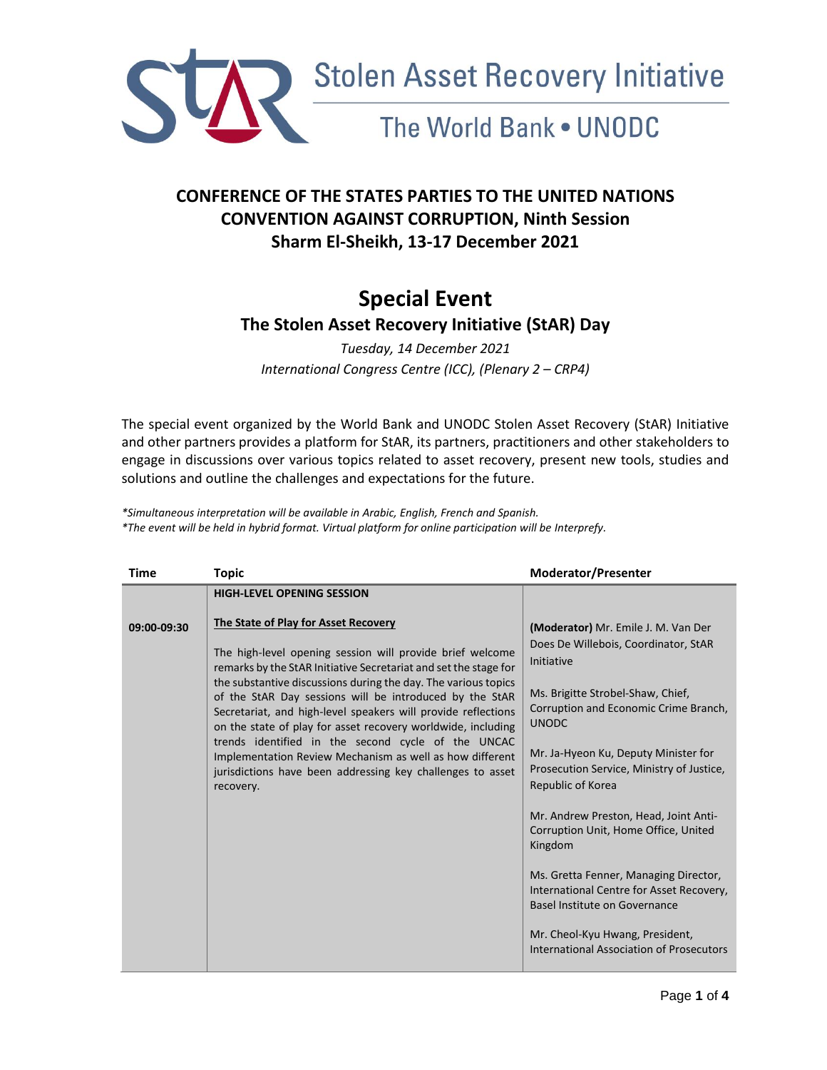Stolen Asset Recovery Initiative

The World Bank • UNODC

## CONFERENCE OF THE STATES PARTIES TO THE UNITED NATIONS CONVENTION AGAINST CORRUPTION, Ninth Session
## Sharm El-Sheikh, 13-17 December 2021

# Special Event
## The Stolen Asset Recovery Initiative (StAR) Day

*Tuesday, 14 December 2021*
*International Congress Centre (ICC), (Plenary 2 – CRP4)*

The special event organized by the World Bank and UNODC Stolen Asset Recovery (StAR) Initiative and other partners provides a platform for StAR, its partners, practitioners and other stakeholders to engage in discussions over various topics related to asset recovery, present new tools, studies and solutions and outline the challenges and expectations for the future.

*\*Simultaneous interpretation will be available in Arabic, English, French and Spanish.*
*\*The event will be held in hybrid format. Virtual platform for online participation will be Interprefy.*

| Time | Topic | Moderator/Presenter |
|---|---|---|
| 09:00-09:30 | **HIGH-LEVEL OPENING SESSION**<br><br>**The State of Play for Asset Recovery**<br><br>The high-level opening session will provide brief welcome remarks by the StAR Initiative Secretariat and set the stage for the substantive discussions during the day. The various topics of the StAR Day sessions will be introduced by the StAR Secretariat, and high-level speakers will provide reflections on the state of play for asset recovery worldwide, including trends identified in the second cycle of the UNCAC Implementation Review Mechanism as well as how different jurisdictions have been addressing key challenges to asset recovery. | **(Moderator)** Mr. Emile J. M. Van Der Does De Willebois, Coordinator, StAR Initiative<br><br>Ms. Brigitte Strobel-Shaw, Chief, Corruption and Economic Crime Branch, UNODC<br><br>Mr. Ja-Hyeon Ku, Deputy Minister for Prosecution Service, Ministry of Justice, Republic of Korea<br><br>Mr. Andrew Preston, Head, Joint Anti-Corruption Unit, Home Office, United Kingdom<br><br>Ms. Gretta Fenner, Managing Director, International Centre for Asset Recovery, Basel Institute on Governance<br><br>Mr. Cheol-Kyu Hwang, President, International Association of Prosecutors |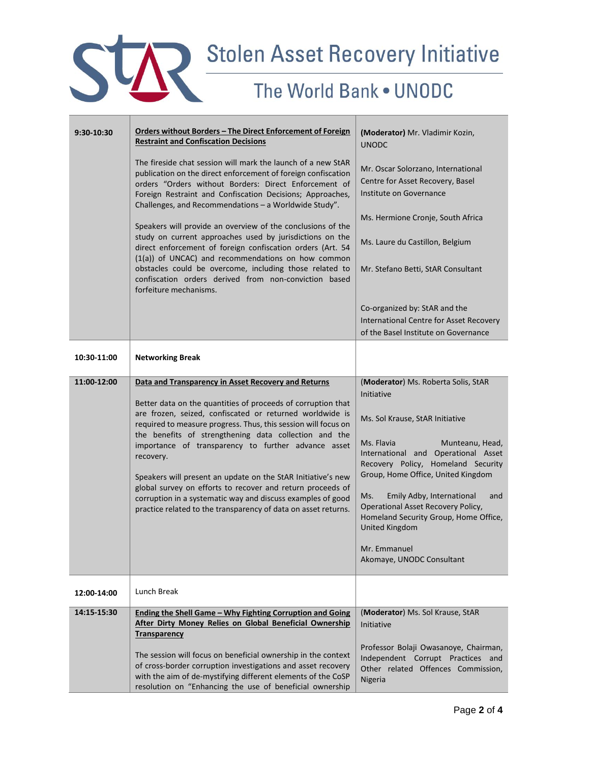# Stolen Asset Recovery Initiative

## The World Bank • UNODC

| Time | Session | Speakers |
|---|---|---|
| **9:30-10:30** | **Orders without Borders – The Direct Enforcement of Foreign Restraint and Confiscation Decisions**<br><br>The fireside chat session will mark the launch of a new StAR publication on the direct enforcement of foreign confiscation orders "Orders without Borders: Direct Enforcement of Foreign Restraint and Confiscation Decisions; Approaches, Challenges, and Recommendations – a Worldwide Study".<br><br>Speakers will provide an overview of the conclusions of the study on current approaches used by jurisdictions on the direct enforcement of foreign confiscation orders (Art. 54 (1(a)) of UNCAC) and recommendations on how common obstacles could be overcome, including those related to confiscation orders derived from non-conviction based forfeiture mechanisms. | **(Moderator)** Mr. Vladimir Kozin, UNODC<br><br>Mr. Oscar Solorzano, International Centre for Asset Recovery, Basel Institute on Governance<br><br>Ms. Hermione Cronje, South Africa<br><br>Ms. Laure du Castillon, Belgium<br><br>Mr. Stefano Betti, StAR Consultant<br><br>Co-organized by: StAR and the International Centre for Asset Recovery of the Basel Institute on Governance |
| **10:30-11:00** | **Networking Break** | |
| **11:00-12:00** | **Data and Transparency in Asset Recovery and Returns**<br><br>Better data on the quantities of proceeds of corruption that are frozen, seized, confiscated or returned worldwide is required to measure progress. Thus, this session will focus on the benefits of strengthening data collection and the importance of transparency to further advance asset recovery.<br><br>Speakers will present an update on the StAR Initiative's new global survey on efforts to recover and return proceeds of corruption in a systematic way and discuss examples of good practice related to the transparency of data on asset returns. | (**Moderator**) Ms. Roberta Solis, StAR Initiative<br><br>Ms. Sol Krause, StAR Initiative<br><br>Ms. Flavia Munteanu, Head, International and Operational Asset Recovery Policy, Homeland Security Group, Home Office, United Kingdom<br><br>Ms. Emily Adby, International and Operational Asset Recovery Policy, Homeland Security Group, Home Office, United Kingdom<br><br>Mr. Emmanuel Akomaye, UNODC Consultant |
| **12:00-14:00** | Lunch Break | |
| **14:15-15:30** | **Ending the Shell Game – Why Fighting Corruption and Going After Dirty Money Relies on Global Beneficial Ownership Transparency**<br><br>The session will focus on beneficial ownership in the context of cross-border corruption investigations and asset recovery with the aim of de-mystifying different elements of the CoSP resolution on "Enhancing the use of beneficial ownership | (**Moderator**) Ms. Sol Krause, StAR Initiative<br><br>Professor Bolaji Owasanoye, Chairman, Independent Corrupt Practices and Other related Offences Commission, Nigeria |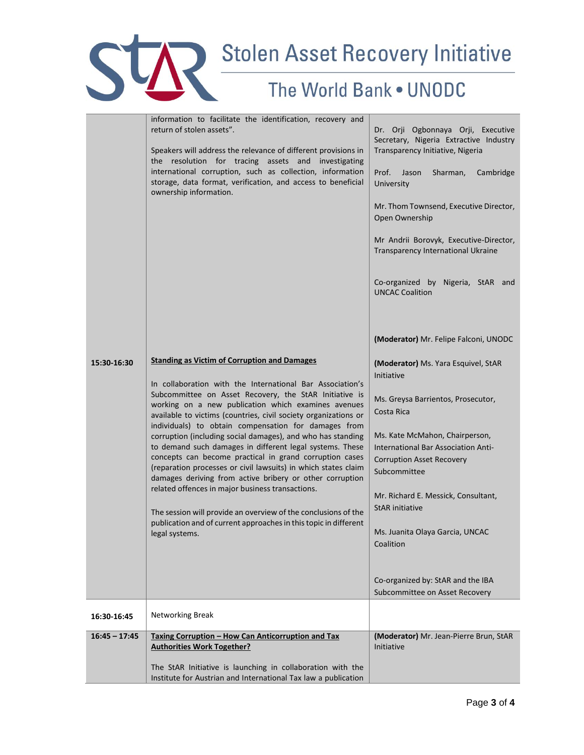| | | |
|---|---|---|
| | information to facilitate the identification, recovery and return of stolen assets".<br><br>Speakers will address the relevance of different provisions in the resolution for tracing assets and investigating international corruption, such as collection, information storage, data format, verification, and access to beneficial ownership information. | Dr. Orji Ogbonnaya Orji, Executive Secretary, Nigeria Extractive Industry Transparency Initiative, Nigeria<br><br>Prof. Jason Sharman, Cambridge University<br><br>Mr. Thom Townsend, Executive Director, Open Ownership<br><br>Mr Andrii Borovyk, Executive-Director, Transparency International Ukraine<br><br>Co-organized by Nigeria, StAR and UNCAC Coalition |
| **15:30-16:30** | **Standing as Victim of Corruption and Damages**<br><br>In collaboration with the International Bar Association's Subcommittee on Asset Recovery, the StAR Initiative is working on a new publication which examines avenues available to victims (countries, civil society organizations or individuals) to obtain compensation for damages from corruption (including social damages), and who has standing to demand such damages in different legal systems. These concepts can become practical in grand corruption cases (reparation processes or civil lawsuits) in which states claim damages deriving from active bribery or other corruption related offences in major business transactions.<br><br>The session will provide an overview of the conclusions of the publication and of current approaches in this topic in different legal systems. | **(Moderator)** Mr. Felipe Falconi, UNODC<br><br>**(Moderator)** Ms. Yara Esquivel, StAR Initiative<br><br>Ms. Greysa Barrientos, Prosecutor, Costa Rica<br><br>Ms. Kate McMahon, Chairperson, International Bar Association Anti-Corruption Asset Recovery Subcommittee<br><br>Mr. Richard E. Messick, Consultant, StAR initiative<br><br>Ms. Juanita Olaya Garcia, UNCAC Coalition<br><br>Co-organized by: StAR and the IBA Subcommittee on Asset Recovery |
| **16:30-16:45** | Networking Break | |
| **16:45 – 17:45** | **Taxing Corruption – How Can Anticorruption and Tax Authorities Work Together?**<br><br>The StAR Initiative is launching in collaboration with the Institute for Austrian and International Tax law a publication | **(Moderator)** Mr. Jean-Pierre Brun, StAR Initiative |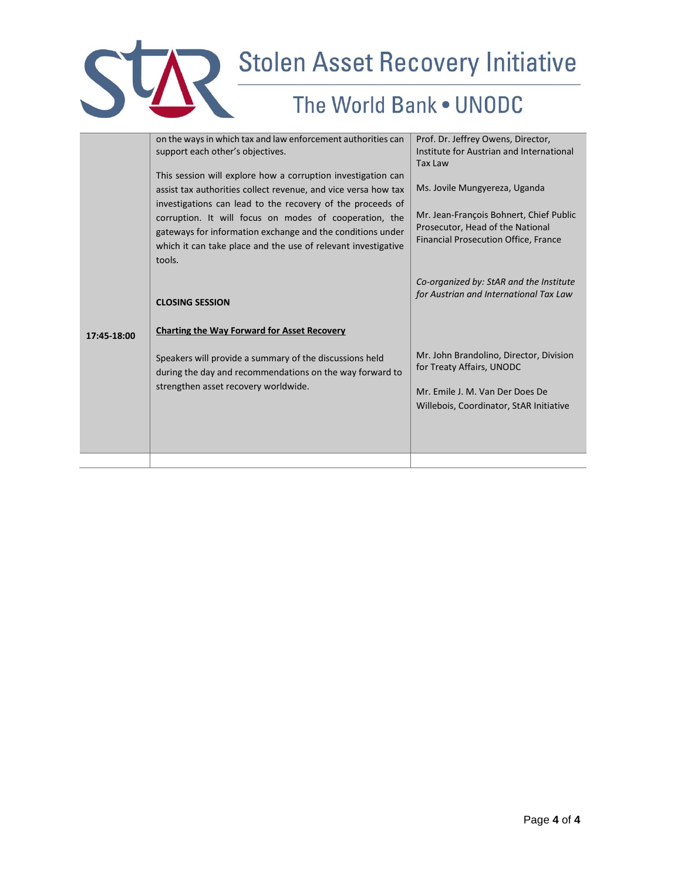| | | |
|---|---|---|
| | on the ways in which tax and law enforcement authorities can support each other's objectives.<br><br>This session will explore how a corruption investigation can assist tax authorities collect revenue, and vice versa how tax investigations can lead to the recovery of the proceeds of corruption. It will focus on modes of cooperation, the gateways for information exchange and the conditions under which it can take place and the use of relevant investigative tools. | Prof. Dr. Jeffrey Owens, Director, Institute for Austrian and International Tax Law<br><br>Ms. Jovile Mungyereza, Uganda<br><br>Mr. Jean-François Bohnert, Chief Public Prosecutor, Head of the National Financial Prosecution Office, France<br><br>*Co-organized by: StAR and the Institute for Austrian and International Tax Law* |
| 17:45-18:00 | **CLOSING SESSION**<br><br>**Charting the Way Forward for Asset Recovery**<br><br>Speakers will provide a summary of the discussions held during the day and recommendations on the way forward to strengthen asset recovery worldwide. | Mr. John Brandolino, Director, Division for Treaty Affairs, UNODC<br><br>Mr. Emile J. M. Van Der Does De Willebois, Coordinator, StAR Initiative |
| | | |